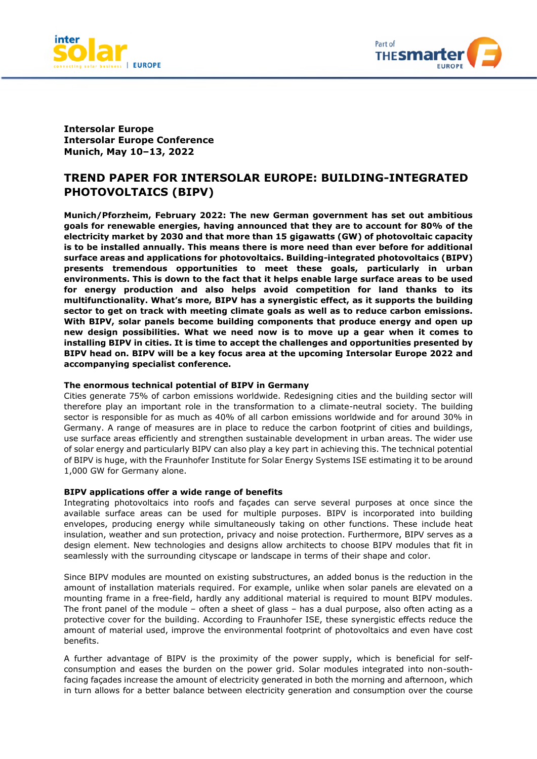**Intersolar Europe**
**Intersolar Europe Conference**
**Munich, May 10–13, 2022**

# TREND PAPER FOR INTERSOLAR EUROPE: BUILDING-INTEGRATED PHOTOVOLTAICS (BIPV)

**Munich/Pforzheim, February 2022: The new German government has set out ambitious goals for renewable energies, having announced that they are to account for 80% of the electricity market by 2030 and that more than 15 gigawatts (GW) of photovoltaic capacity is to be installed annually. This means there is more need than ever before for additional surface areas and applications for photovoltaics. Building-integrated photovoltaics (BIPV) presents tremendous opportunities to meet these goals, particularly in urban environments. This is down to the fact that it helps enable large surface areas to be used for energy production and also helps avoid competition for land thanks to its multifunctionality. What's more, BIPV has a synergistic effect, as it supports the building sector to get on track with meeting climate goals as well as to reduce carbon emissions. With BIPV, solar panels become building components that produce energy and open up new design possibilities. What we need now is to move up a gear when it comes to installing BIPV in cities. It is time to accept the challenges and opportunities presented by BIPV head on. BIPV will be a key focus area at the upcoming Intersolar Europe 2022 and accompanying specialist conference.**

**The enormous technical potential of BIPV in Germany**

Cities generate 75% of carbon emissions worldwide. Redesigning cities and the building sector will therefore play an important role in the transformation to a climate-neutral society. The building sector is responsible for as much as 40% of all carbon emissions worldwide and for around 30% in Germany. A range of measures are in place to reduce the carbon footprint of cities and buildings, use surface areas efficiently and strengthen sustainable development in urban areas. The wider use of solar energy and particularly BIPV can also play a key part in achieving this. The technical potential of BIPV is huge, with the Fraunhofer Institute for Solar Energy Systems ISE estimating it to be around 1,000 GW for Germany alone.

**BIPV applications offer a wide range of benefits**

Integrating photovoltaics into roofs and façades can serve several purposes at once since the available surface areas can be used for multiple purposes. BIPV is incorporated into building envelopes, producing energy while simultaneously taking on other functions. These include heat insulation, weather and sun protection, privacy and noise protection. Furthermore, BIPV serves as a design element. New technologies and designs allow architects to choose BIPV modules that fit in seamlessly with the surrounding cityscape or landscape in terms of their shape and color.

Since BIPV modules are mounted on existing substructures, an added bonus is the reduction in the amount of installation materials required. For example, unlike when solar panels are elevated on a mounting frame in a free-field, hardly any additional material is required to mount BIPV modules. The front panel of the module – often a sheet of glass – has a dual purpose, also often acting as a protective cover for the building. According to Fraunhofer ISE, these synergistic effects reduce the amount of material used, improve the environmental footprint of photovoltaics and even have cost benefits.

A further advantage of BIPV is the proximity of the power supply, which is beneficial for self-consumption and eases the burden on the power grid. Solar modules integrated into non-south-facing façades increase the amount of electricity generated in both the morning and afternoon, which in turn allows for a better balance between electricity generation and consumption over the course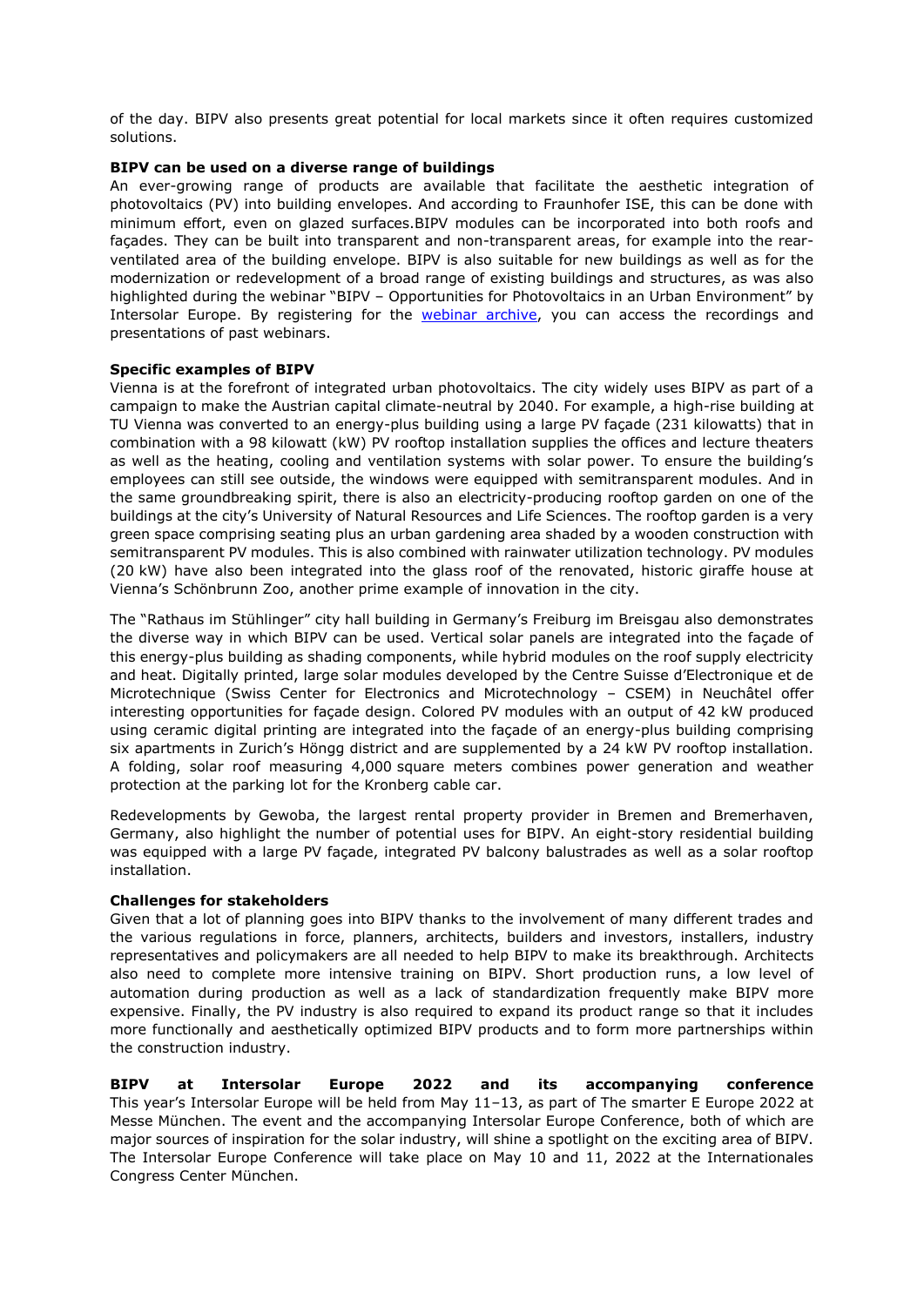of the day. BIPV also presents great potential for local markets since it often requires customized solutions.

**BIPV can be used on a diverse range of buildings**

An ever-growing range of products are available that facilitate the aesthetic integration of photovoltaics (PV) into building envelopes. And according to Fraunhofer ISE, this can be done with minimum effort, even on glazed surfaces.BIPV modules can be incorporated into both roofs and façades. They can be built into transparent and non-transparent areas, for example into the rear-ventilated area of the building envelope. BIPV is also suitable for new buildings as well as for the modernization or redevelopment of a broad range of existing buildings and structures, as was also highlighted during the webinar "BIPV – Opportunities for Photovoltaics in an Urban Environment" by Intersolar Europe. By registering for the webinar archive, you can access the recordings and presentations of past webinars.

**Specific examples of BIPV**

Vienna is at the forefront of integrated urban photovoltaics. The city widely uses BIPV as part of a campaign to make the Austrian capital climate-neutral by 2040. For example, a high-rise building at TU Vienna was converted to an energy-plus building using a large PV façade (231 kilowatts) that in combination with a 98 kilowatt (kW) PV rooftop installation supplies the offices and lecture theaters as well as the heating, cooling and ventilation systems with solar power. To ensure the building's employees can still see outside, the windows were equipped with semitransparent modules. And in the same groundbreaking spirit, there is also an electricity-producing rooftop garden on one of the buildings at the city's University of Natural Resources and Life Sciences. The rooftop garden is a very green space comprising seating plus an urban gardening area shaded by a wooden construction with semitransparent PV modules. This is also combined with rainwater utilization technology. PV modules (20 kW) have also been integrated into the glass roof of the renovated, historic giraffe house at Vienna's Schönbrunn Zoo, another prime example of innovation in the city.

The "Rathaus im Stühlinger" city hall building in Germany's Freiburg im Breisgau also demonstrates the diverse way in which BIPV can be used. Vertical solar panels are integrated into the façade of this energy-plus building as shading components, while hybrid modules on the roof supply electricity and heat. Digitally printed, large solar modules developed by the Centre Suisse d'Electronique et de Microtechnique (Swiss Center for Electronics and Microtechnology – CSEM) in Neuchâtel offer interesting opportunities for façade design. Colored PV modules with an output of 42 kW produced using ceramic digital printing are integrated into the façade of an energy-plus building comprising six apartments in Zurich's Höngg district and are supplemented by a 24 kW PV rooftop installation. A folding, solar roof measuring 4,000 square meters combines power generation and weather protection at the parking lot for the Kronberg cable car.

Redevelopments by Gewoba, the largest rental property provider in Bremen and Bremerhaven, Germany, also highlight the number of potential uses for BIPV. An eight-story residential building was equipped with a large PV façade, integrated PV balcony balustrades as well as a solar rooftop installation.

**Challenges for stakeholders**

Given that a lot of planning goes into BIPV thanks to the involvement of many different trades and the various regulations in force, planners, architects, builders and investors, installers, industry representatives and policymakers are all needed to help BIPV to make its breakthrough. Architects also need to complete more intensive training on BIPV. Short production runs, a low level of automation during production as well as a lack of standardization frequently make BIPV more expensive. Finally, the PV industry is also required to expand its product range so that it includes more functionally and aesthetically optimized BIPV products and to form more partnerships within the construction industry.

**BIPV at Intersolar Europe 2022 and its accompanying conference**

This year's Intersolar Europe will be held from May 11–13, as part of The smarter E Europe 2022 at Messe München. The event and the accompanying Intersolar Europe Conference, both of which are major sources of inspiration for the solar industry, will shine a spotlight on the exciting area of BIPV. The Intersolar Europe Conference will take place on May 10 and 11, 2022 at the Internationales Congress Center München.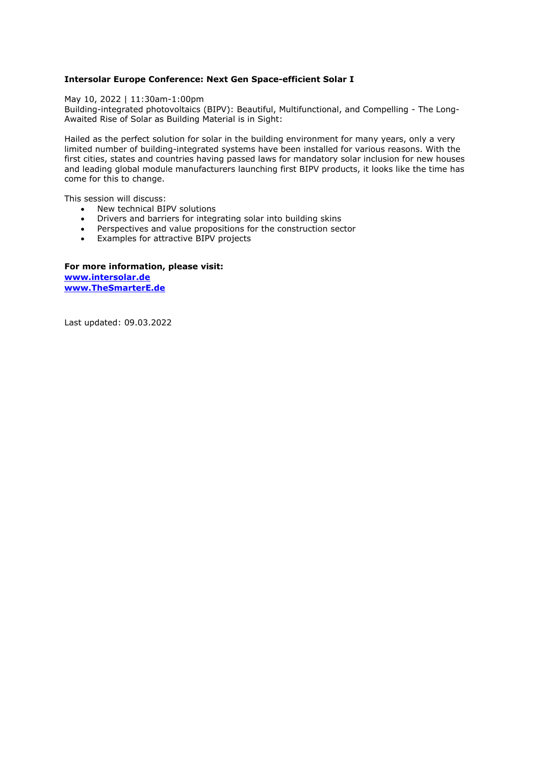**Intersolar Europe Conference: Next Gen Space-efficient Solar I**

May 10, 2022 | 11:30am-1:00pm
Building-integrated photovoltaics (BIPV): Beautiful, Multifunctional, and Compelling - The Long-Awaited Rise of Solar as Building Material is in Sight:

Hailed as the perfect solution for solar in the building environment for many years, only a very limited number of building-integrated systems have been installed for various reasons. With the first cities, states and countries having passed laws for mandatory solar inclusion for new houses and leading global module manufacturers launching first BIPV products, it looks like the time has come for this to change.

This session will discuss:

- New technical BIPV solutions
- Drivers and barriers for integrating solar into building skins
- Perspectives and value propositions for the construction sector
- Examples for attractive BIPV projects

**For more information, please visit:**
**[www.intersolar.de](http://www.intersolar.de)**
**[www.TheSmarterE.de](http://www.TheSmarterE.de)**

Last updated: 09.03.2022